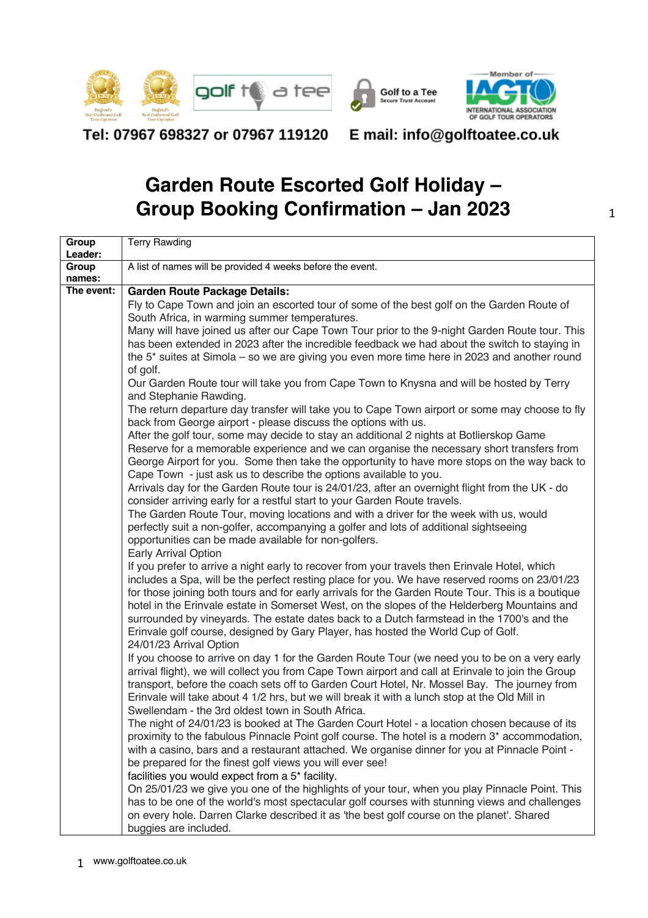Tel: 07967 698327 or 07967 119120 E mail: info@golftoatee.co.uk

# Garden Route Escorted Golf Holiday – Group Booking Confirmation – Jan 2023

| | |
|---|---|
| **Group Leader:** | Terry Rawding |
| **Group names:** | A list of names will be provided 4 weeks before the event. |
| **The event:** | **Garden Route Package Details:**<br>Fly to Cape Town and join an escorted tour of some of the best golf on the Garden Route of South Africa, in warming summer temperatures.<br>Many will have joined us after our Cape Town Tour prior to the 9-night Garden Route tour. This has been extended in 2023 after the incredible feedback we had about the switch to staying in the 5* suites at Simola – so we are giving you even more time here in 2023 and another round of golf.<br>Our Garden Route tour will take you from Cape Town to Knysna and will be hosted by Terry and Stephanie Rawding.<br>The return departure day transfer will take you to Cape Town airport or some may choose to fly back from George airport - please discuss the options with us.<br>After the golf tour, some may decide to stay an additional 2 nights at Botlierskop Game Reserve for a memorable experience and we can organise the necessary short transfers from George Airport for you. Some then take the opportunity to have more stops on the way back to Cape Town - just ask us to describe the options available to you.<br>Arrivals day for the Garden Route tour is 24/01/23, after an overnight flight from the UK - do consider arriving early for a restful start to your Garden Route travels.<br>The Garden Route Tour, moving locations and with a driver for the week with us, would perfectly suit a non-golfer, accompanying a golfer and lots of additional sightseeing opportunities can be made available for non-golfers.<br>Early Arrival Option<br>If you prefer to arrive a night early to recover from your travels then Erinvale Hotel, which includes a Spa, will be the perfect resting place for you. We have reserved rooms on 23/01/23 for those joining both tours and for early arrivals for the Garden Route Tour. This is a boutique hotel in the Erinvale estate in Somerset West, on the slopes of the Helderberg Mountains and surrounded by vineyards. The estate dates back to a Dutch farmstead in the 1700's and the Erinvale golf course, designed by Gary Player, has hosted the World Cup of Golf.<br>24/01/23 Arrival Option<br>If you choose to arrive on day 1 for the Garden Route Tour (we need you to be on a very early arrival flight), we will collect you from Cape Town airport and call at Erinvale to join the Group transport, before the coach sets off to Garden Court Hotel, Nr. Mossel Bay. The journey from Erinvale will take about 4 1/2 hrs, but we will break it with a lunch stop at the Old Mill in Swellendam - the 3rd oldest town in South Africa.<br>The night of 24/01/23 is booked at The Garden Court Hotel - a location chosen because of its proximity to the fabulous Pinnacle Point golf course. The hotel is a modern 3* accommodation, with a casino, bars and a restaurant attached. We organise dinner for you at Pinnacle Point - be prepared for the finest golf views you will ever see!<br>facilities you would expect from a 5* facility.<br>On 25/01/23 we give you one of the highlights of your tour, when you play Pinnacle Point. This has to be one of the world's most spectacular golf courses with stunning views and challenges on every hole. Darren Clarke described it as 'the best golf course on the planet'. Shared buggies are included. |

www.golftoatee.co.uk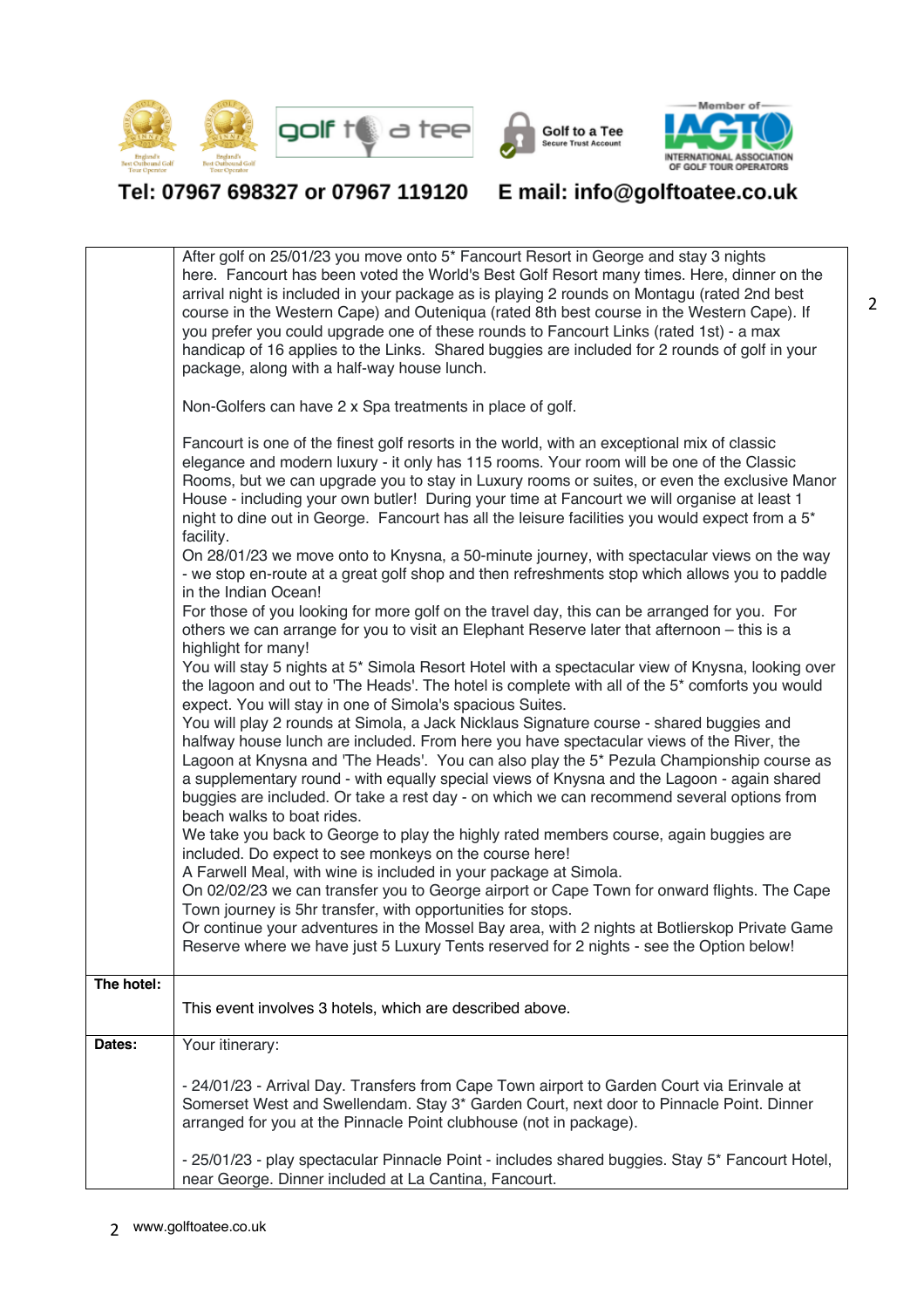Tel: 07967 698327 or 07967 119120     E mail: info@golftoatee.co.uk

| | |
|---|---|
| | After golf on 25/01/23 you move onto 5* Fancourt Resort in George and stay 3 nights here. Fancourt has been voted the World's Best Golf Resort many times. Here, dinner on the arrival night is included in your package as is playing 2 rounds on Montagu (rated 2nd best course in the Western Cape) and Outeniqua (rated 8th best course in the Western Cape). If you prefer you could upgrade one of these rounds to Fancourt Links (rated 1st) - a max handicap of 16 applies to the Links. Shared buggies are included for 2 rounds of golf in your package, along with a half-way house lunch.<br><br>Non-Golfers can have 2 x Spa treatments in place of golf.<br><br>Fancourt is one of the finest golf resorts in the world, with an exceptional mix of classic elegance and modern luxury - it only has 115 rooms. Your room will be one of the Classic Rooms, but we can upgrade you to stay in Luxury rooms or suites, or even the exclusive Manor House - including your own butler! During your time at Fancourt we will organise at least 1 night to dine out in George. Fancourt has all the leisure facilities you would expect from a 5* facility.<br>On 28/01/23 we move onto to Knysna, a 50-minute journey, with spectacular views on the way - we stop en-route at a great golf shop and then refreshments stop which allows you to paddle in the Indian Ocean!<br>For those of you looking for more golf on the travel day, this can be arranged for you. For others we can arrange for you to visit an Elephant Reserve later that afternoon – this is a highlight for many!<br>You will stay 5 nights at 5* Simola Resort Hotel with a spectacular view of Knysna, looking over the lagoon and out to 'The Heads'. The hotel is complete with all of the 5* comforts you would expect. You will stay in one of Simola's spacious Suites.<br>You will play 2 rounds at Simola, a Jack Nicklaus Signature course - shared buggies and halfway house lunch are included. From here you have spectacular views of the River, the Lagoon at Knysna and 'The Heads'. You can also play the 5* Pezula Championship course as a supplementary round - with equally special views of Knysna and the Lagoon - again shared buggies are included. Or take a rest day - on which we can recommend several options from beach walks to boat rides.<br>We take you back to George to play the highly rated members course, again buggies are included. Do expect to see monkeys on the course here!<br>A Farwell Meal, with wine is included in your package at Simola.<br>On 02/02/23 we can transfer you to George airport or Cape Town for onward flights. The Cape Town journey is 5hr transfer, with opportunities for stops.<br>Or continue your adventures in the Mossel Bay area, with 2 nights at Botlierskop Private Game Reserve where we have just 5 Luxury Tents reserved for 2 nights - see the Option below! |
| **The hotel:** | This event involves 3 hotels, which are described above. |
| **Dates:** | Your itinerary:<br><br>- 24/01/23 - Arrival Day. Transfers from Cape Town airport to Garden Court via Erinvale at Somerset West and Swellendam. Stay 3* Garden Court, next door to Pinnacle Point. Dinner arranged for you at the Pinnacle Point clubhouse (not in package).<br><br>- 25/01/23 - play spectacular Pinnacle Point - includes shared buggies. Stay 5* Fancourt Hotel, near George. Dinner included at La Cantina, Fancourt. |

www.golftoatee.co.uk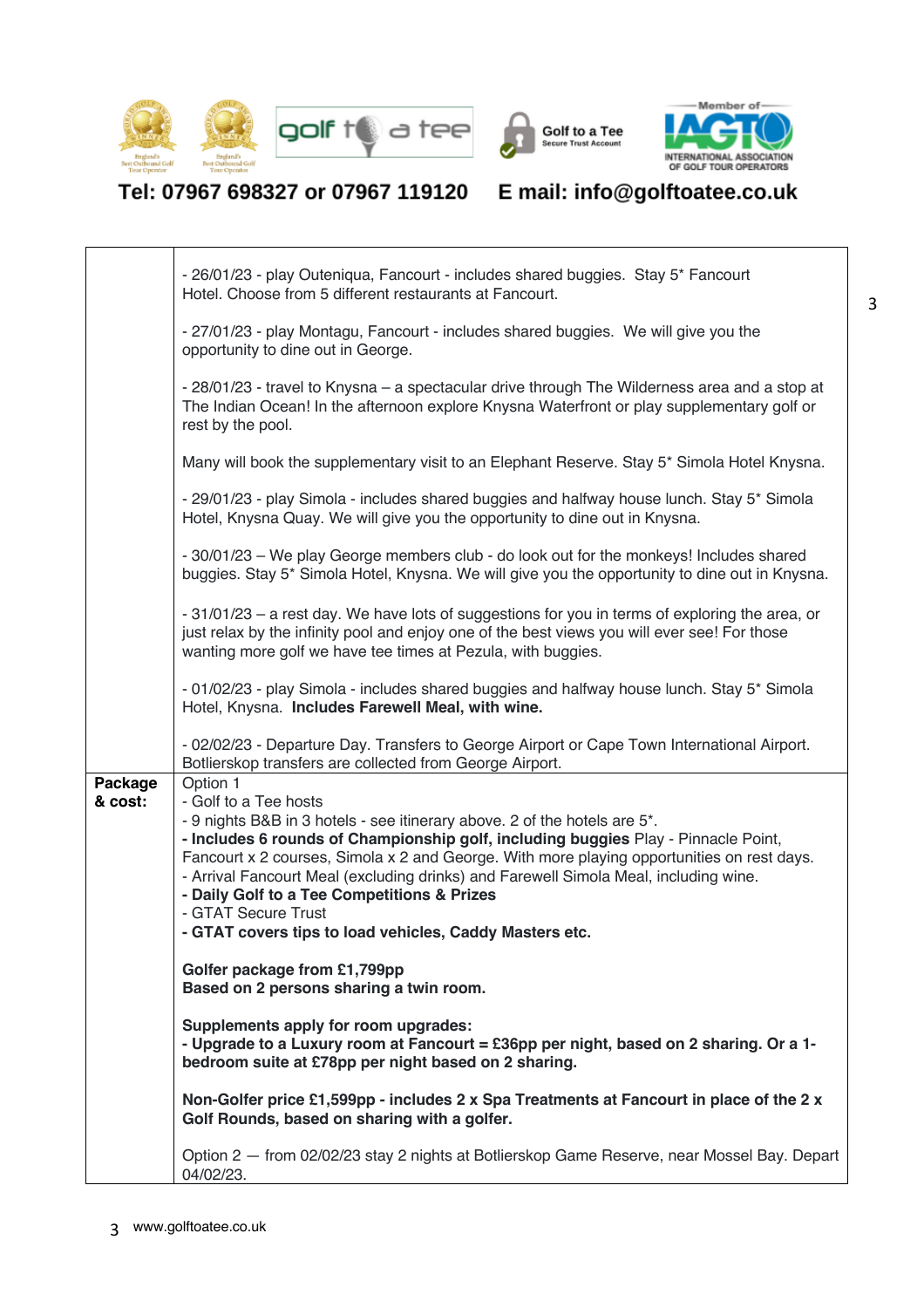Tel: 07967 698327 or 07967 119120 E mail: info@golftoatee.co.uk

| | |
|---|---|
| | - 26/01/23 - play Outeniqua, Fancourt - includes shared buggies. Stay 5* Fancourt Hotel. Choose from 5 different restaurants at Fancourt.<br><br>- 27/01/23 - play Montagu, Fancourt - includes shared buggies. We will give you the opportunity to dine out in George.<br><br>- 28/01/23 - travel to Knysna – a spectacular drive through The Wilderness area and a stop at The Indian Ocean! In the afternoon explore Knysna Waterfront or play supplementary golf or rest by the pool.<br><br>Many will book the supplementary visit to an Elephant Reserve. Stay 5* Simola Hotel Knysna.<br><br>- 29/01/23 - play Simola - includes shared buggies and halfway house lunch. Stay 5* Simola Hotel, Knysna Quay. We will give you the opportunity to dine out in Knysna.<br><br>- 30/01/23 – We play George members club - do look out for the monkeys! Includes shared buggies. Stay 5* Simola Hotel, Knysna. We will give you the opportunity to dine out in Knysna.<br><br>- 31/01/23 – a rest day. We have lots of suggestions for you in terms of exploring the area, or just relax by the infinity pool and enjoy one of the best views you will ever see! For those wanting more golf we have tee times at Pezula, with buggies.<br><br>- 01/02/23 - play Simola - includes shared buggies and halfway house lunch. Stay 5* Simola Hotel, Knysna. **Includes Farewell Meal, with wine.**<br><br>- 02/02/23 - Departure Day. Transfers to George Airport or Cape Town International Airport. Botlierskop transfers are collected from George Airport. |
| **Package & cost:** | Option 1<br>- Golf to a Tee hosts<br>- 9 nights B&B in 3 hotels - see itinerary above. 2 of the hotels are 5*.<br>**- Includes 6 rounds of Championship golf, including buggies** Play - Pinnacle Point, Fancourt x 2 courses, Simola x 2 and George. With more playing opportunities on rest days.<br>- Arrival Fancourt Meal (excluding drinks) and Farewell Simola Meal, including wine.<br>**- Daily Golf to a Tee Competitions & Prizes**<br>- GTAT Secure Trust<br>**- GTAT covers tips to load vehicles, Caddy Masters etc.**<br><br>**Golfer package from £1,799pp**<br>**Based on 2 persons sharing a twin room.**<br><br>**Supplements apply for room upgrades:**<br>**- Upgrade to a Luxury room at Fancourt = £36pp per night, based on 2 sharing. Or a 1-bedroom suite at £78pp per night based on 2 sharing.**<br><br>**Non-Golfer price £1,599pp - includes 2 x Spa Treatments at Fancourt in place of the 2 x Golf Rounds, based on sharing with a golfer.**<br><br>Option 2 — from 02/02/23 stay 2 nights at Botlierskop Game Reserve, near Mossel Bay. Depart 04/02/23. |

www.golftoatee.co.uk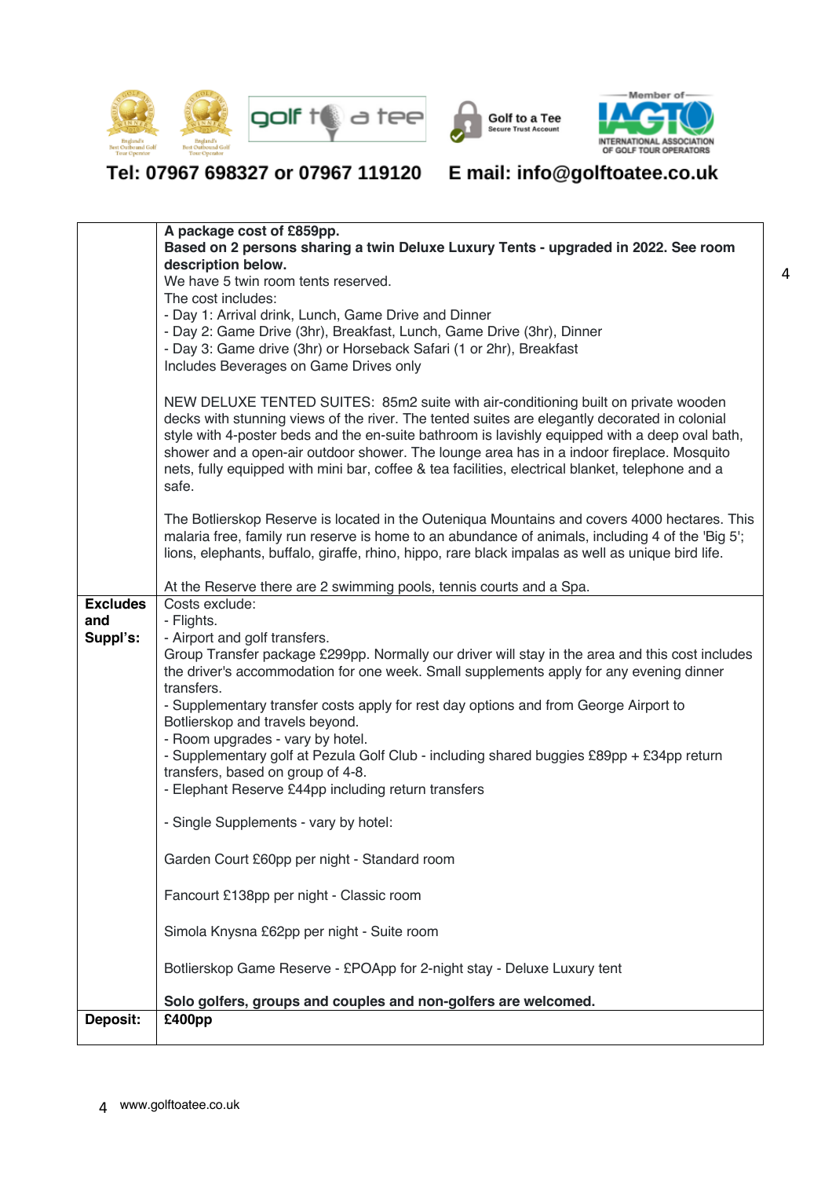Tel: 07967 698327 or 07967 119120 E mail: info@golftoatee.co.uk

| | |
|---|---|
| | **A package cost of £859pp.**<br>**Based on 2 persons sharing a twin Deluxe Luxury Tents - upgraded in 2022. See room description below.**<br>We have 5 twin room tents reserved.<br>The cost includes:<br>- Day 1: Arrival drink, Lunch, Game Drive and Dinner<br>- Day 2: Game Drive (3hr), Breakfast, Lunch, Game Drive (3hr), Dinner<br>- Day 3: Game drive (3hr) or Horseback Safari (1 or 2hr), Breakfast<br>Includes Beverages on Game Drives only<br><br>NEW DELUXE TENTED SUITES: 85m2 suite with air-conditioning built on private wooden decks with stunning views of the river. The tented suites are elegantly decorated in colonial style with 4-poster beds and the en-suite bathroom is lavishly equipped with a deep oval bath, shower and a open-air outdoor shower. The lounge area has in a indoor fireplace. Mosquito nets, fully equipped with mini bar, coffee & tea facilities, electrical blanket, telephone and a safe.<br><br>The Botlierskop Reserve is located in the Outeniqua Mountains and covers 4000 hectares. This malaria free, family run reserve is home to an abundance of animals, including 4 of the 'Big 5'; lions, elephants, buffalo, giraffe, rhino, hippo, rare black impalas as well as unique bird life.<br><br>At the Reserve there are 2 swimming pools, tennis courts and a Spa. |
| **Excludes and Suppl's:** | Costs exclude:<br>- Flights.<br>- Airport and golf transfers.<br>Group Transfer package £299pp. Normally our driver will stay in the area and this cost includes the driver's accommodation for one week. Small supplements apply for any evening dinner transfers.<br>- Supplementary transfer costs apply for rest day options and from George Airport to Botlierskop and travels beyond.<br>- Room upgrades - vary by hotel.<br>- Supplementary golf at Pezula Golf Club - including shared buggies £89pp + £34pp return transfers, based on group of 4-8.<br>- Elephant Reserve £44pp including return transfers<br><br>- Single Supplements - vary by hotel:<br><br>Garden Court £60pp per night - Standard room<br><br>Fancourt £138pp per night - Classic room<br><br>Simola Knysna £62pp per night - Suite room<br><br>Botlierskop Game Reserve - £POApp for 2-night stay - Deluxe Luxury tent<br><br>**Solo golfers, groups and couples and non-golfers are welcomed.** |
| **Deposit:** | **£400pp** |

www.golftoatee.co.uk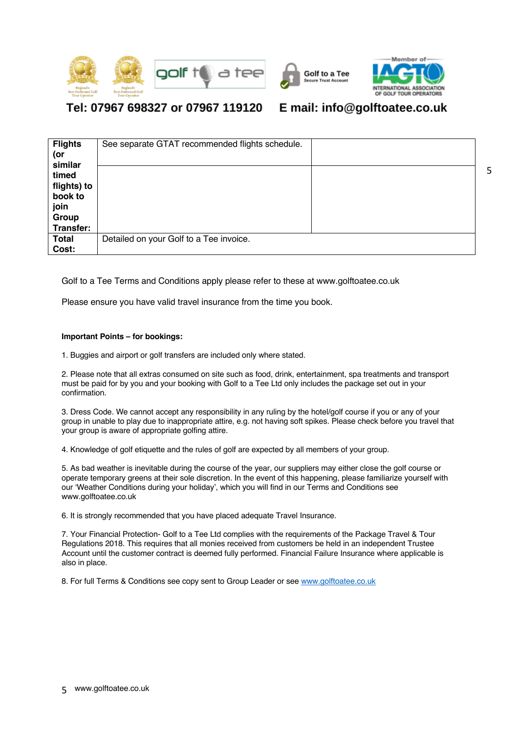Tel: 07967 698327 or 07967 119120 E mail: info@golftoatee.co.uk

| | | |
|---|---|---|
| **Flights (or similar timed flights) to book to join Group Transfer:** | See separate GTAT recommended flights schedule. | |
| | | |
| **Total Cost:** | Detailed on your Golf to a Tee invoice. | |

Golf to a Tee Terms and Conditions apply please refer to these at www.golftoatee.co.uk

Please ensure you have valid travel insurance from the time you book.

**Important Points – for bookings:**

1. Buggies and airport or golf transfers are included only where stated.

2. Please note that all extras consumed on site such as food, drink, entertainment, spa treatments and transport must be paid for by you and your booking with Golf to a Tee Ltd only includes the package set out in your confirmation.

3. Dress Code. We cannot accept any responsibility in any ruling by the hotel/golf course if you or any of your group in unable to play due to inappropriate attire, e.g. not having soft spikes. Please check before you travel that your group is aware of appropriate golfing attire.

4. Knowledge of golf etiquette and the rules of golf are expected by all members of your group.

5. As bad weather is inevitable during the course of the year, our suppliers may either close the golf course or operate temporary greens at their sole discretion. In the event of this happening, please familiarize yourself with our 'Weather Conditions during your holiday', which you will find in our Terms and Conditions see www.golftoatee.co.uk

6. It is strongly recommended that you have placed adequate Travel Insurance.

7. Your Financial Protection- Golf to a Tee Ltd complies with the requirements of the Package Travel & Tour Regulations 2018. This requires that all monies received from customers be held in an independent Trustee Account until the customer contract is deemed fully performed. Financial Failure Insurance where applicable is also in place.

8. For full Terms & Conditions see copy sent to Group Leader or see www.golftoatee.co.uk